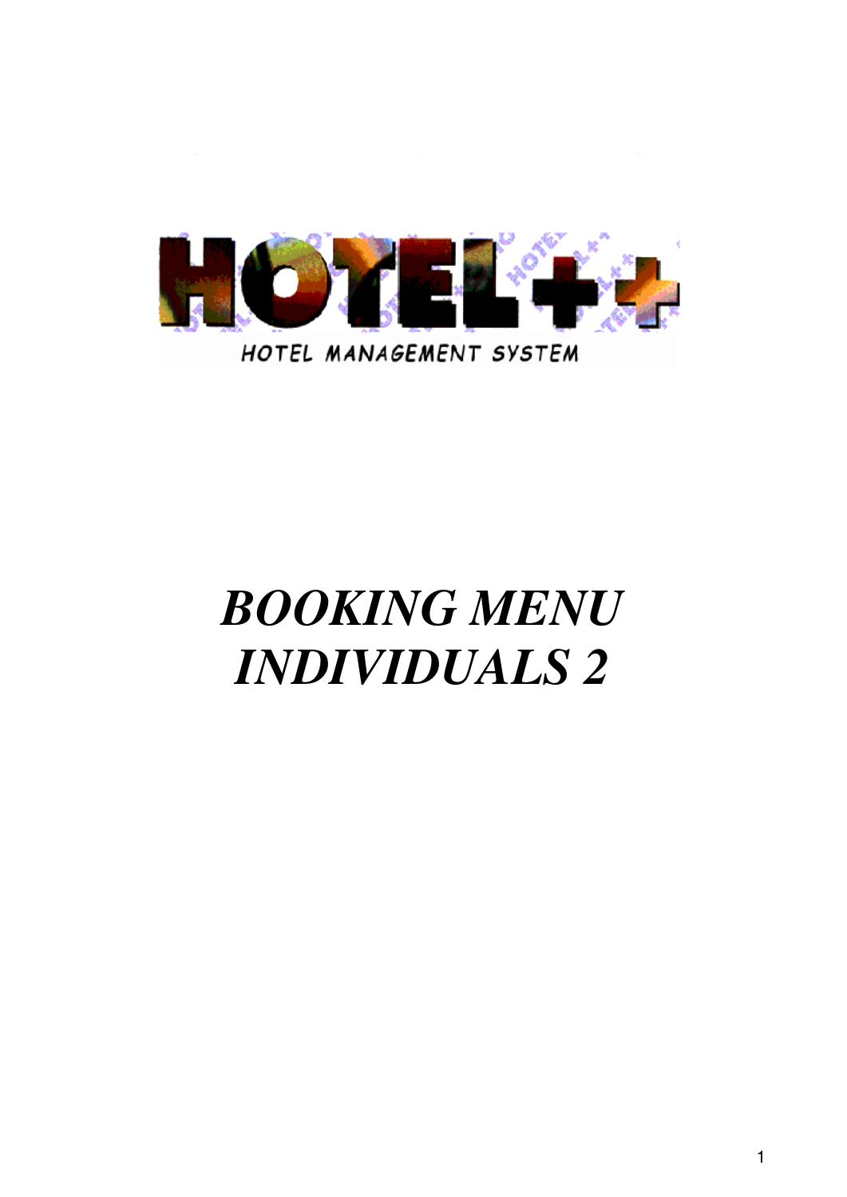HOTEL++

HOTEL MANAGEMENT SYSTEM

# *BOOKING MENU INDIVIDUALS 2*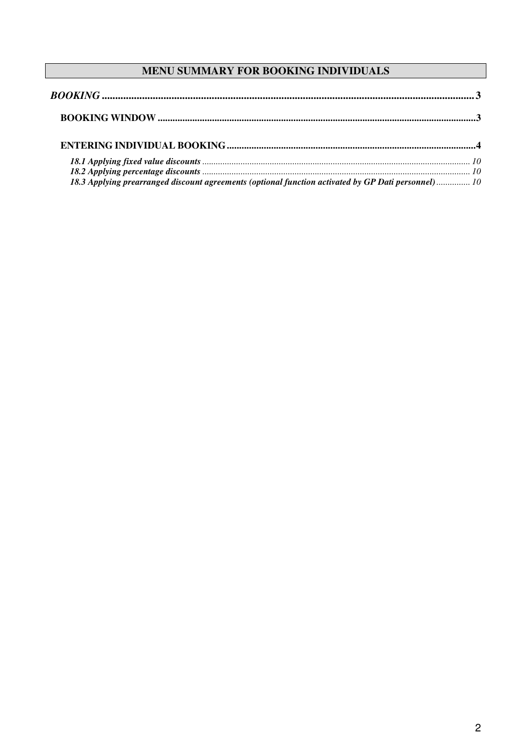# MENU SUMMARY FOR BOOKING INDIVIDUALS

***BOOKING*** .......................................................................................................................................... 3

**BOOKING WINDOW** .......................................................................................................................... 3

**ENTERING INDIVIDUAL BOOKING** ................................................................................................ 4

***18.1 Applying fixed value discounts*** ..................................................................................................... 10
***18.2 Applying percentage discounts*** ..................................................................................................... 10
***18.3 Applying prearranged discount agreements (optional function activated by GP Dati personnel)*** ............... 10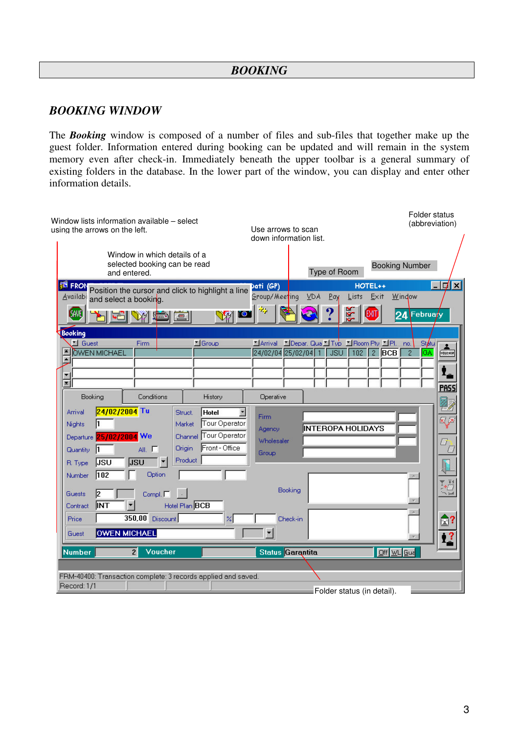# BOOKING

## *BOOKING WINDOW*

The ***Booking*** window is composed of a number of files and sub-files that together make up the guest folder. Information entered during booking can be updated and will remain in the system memory even after check-in. Immediately beneath the upper toolbar is a general summary of existing folders in the database. In the lower part of the window, you can display and enter other information details.

Window lists information available – select using the arrows on the left.

Window in which details of a selected booking can be read and entered.

Use arrows to scan down information list.

Folder status (abbreviation)

Type of Room

Booking Number

Position the cursor and click to highlight a line and select a booking.

Folder status (in detail).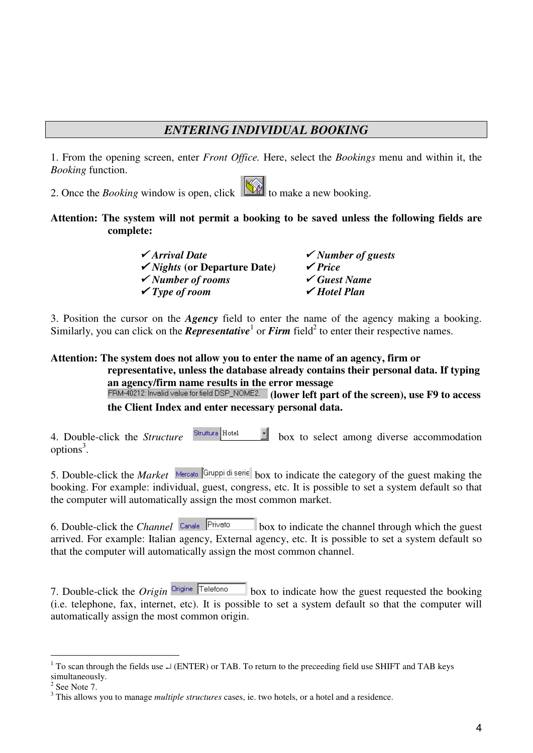## *ENTERING INDIVIDUAL BOOKING*

1. From the opening screen, enter *Front Office.* Here, select the *Bookings* menu and within it, the *Booking* function.

2. Once the *Booking* window is open, click to make a new booking.

**Attention: The system will not permit a booking to be saved unless the following fields are complete:**

- ✔ ***Arrival Date***
- ✔ ***Nights* (or Departure Date)**
- ✔ ***Number of rooms***
- ✔ ***Type of room***
- ✔ ***Number of guests***
- ✔ ***Price***
- ✔ ***Guest Name***
- ✔ ***Hotel Plan***

3. Position the cursor on the ***Agency*** field to enter the name of the agency making a booking. Similarly, you can click on the ***Representative***[1] or ***Firm*** field[2] to enter their respective names.

**Attention: The system does not allow you to enter the name of an agency, firm or representative, unless the database already contains their personal data. If typing an agency/firm name results in the error message** FRM-40212: Invalid value for field DSP_NOME2. **(lower left part of the screen), use F9 to access the Client Index and enter necessary personal data.**

4. Double-click the *Structure* Struttura Hotel box to select among diverse accommodation options[3].

5. Double-click the *Market* Mercato Gruppi di serie box to indicate the category of the guest making the booking. For example: individual, guest, congress, etc. It is possible to set a system default so that the computer will automatically assign the most common market.

6. Double-click the *Channel* Canale Privato box to indicate the channel through which the guest arrived. For example: Italian agency, External agency, etc. It is possible to set a system default so that the computer will automatically assign the most common channel.

7. Double-click the *Origin* Origine Telefono box to indicate how the guest requested the booking (i.e. telephone, fax, internet, etc). It is possible to set a system default so that the computer will automatically assign the most common origin.

---

[1] To scan through the fields use ↵ (ENTER) or TAB. To return to the preceeding field use SHIFT and TAB keys simultaneously.

[2] See Note 7.

[3] This allows you to manage *multiple structures* cases, ie. two hotels, or a hotel and a residence.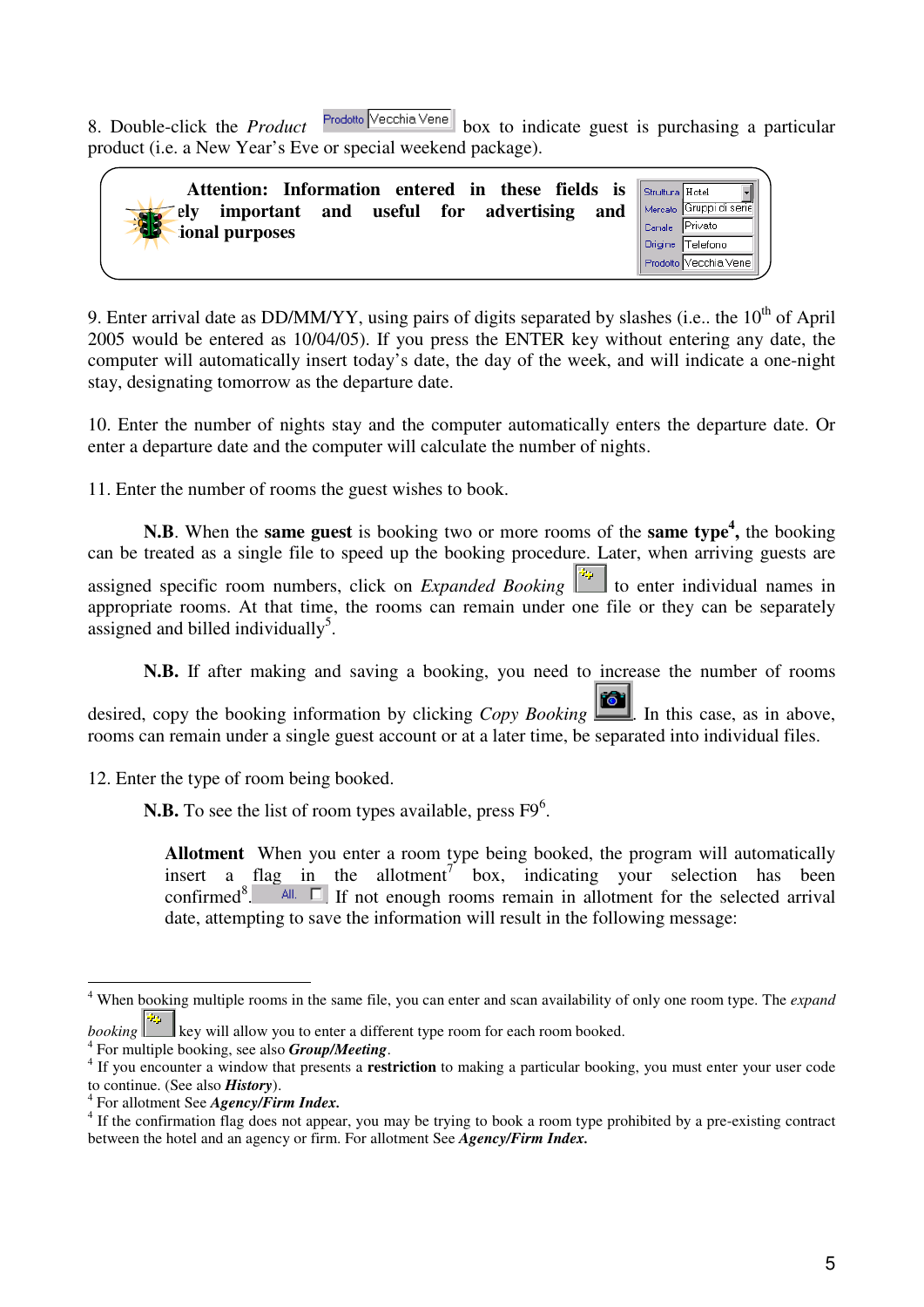8. Double-click the *Product* Prodotto Vecchia Vene box to indicate guest is purchasing a particular product (i.e. a New Year's Eve or special weekend package).

> **Attention: Information entered in these fields is ely important and useful for advertising and ional purposes**
>
> | | |
> |---|---|
> | Struttura | Hotel |
> | Mercato | Gruppi di serie |
> | Canale | Privato |
> | Origine | Telefono |
> | Prodotto | Vecchia Vene |

9. Enter arrival date as DD/MM/YY, using pairs of digits separated by slashes (i.e.. the 10th of April 2005 would be entered as 10/04/05). If you press the ENTER key without entering any date, the computer will automatically insert today's date, the day of the week, and will indicate a one-night stay, designating tomorrow as the departure date.

10. Enter the number of nights stay and the computer automatically enters the departure date. Or enter a departure date and the computer will calculate the number of nights.

11. Enter the number of rooms the guest wishes to book.

**N.B**. When the **same guest** is booking two or more rooms of the **same type**[4]**,** the booking can be treated as a single file to speed up the booking procedure. Later, when arriving guests are assigned specific room numbers, click on *Expanded Booking* to enter individual names in appropriate rooms. At that time, the rooms can remain under one file or they can be separately assigned and billed individually[5].

**N.B.** If after making and saving a booking, you need to increase the number of rooms desired, copy the booking information by clicking *Copy Booking*. In this case, as in above, rooms can remain under a single guest account or at a later time, be separated into individual files.

12. Enter the type of room being booked.

**N.B.** To see the list of room types available, press F9[6].

**Allotment** When you enter a room type being booked, the program will automatically insert a flag in the allotment[7] box, indicating your selection has been confirmed[8]. All. ☐ If not enough rooms remain in allotment for the selected arrival date, attempting to save the information will result in the following message:

---

[4] When booking multiple rooms in the same file, you can enter and scan availability of only one room type. The *expand booking* key will allow you to enter a different type room for each room booked.

[4] For multiple booking, see also ***Group/Meeting***.

[4] If you encounter a window that presents a **restriction** to making a particular booking, you must enter your user code to continue. (See also ***History***).

[4] For allotment See ***Agency/Firm Index.***

[4] If the confirmation flag does not appear, you may be trying to book a room type prohibited by a pre-existing contract between the hotel and an agency or firm. For allotment See ***Agency/Firm Index.***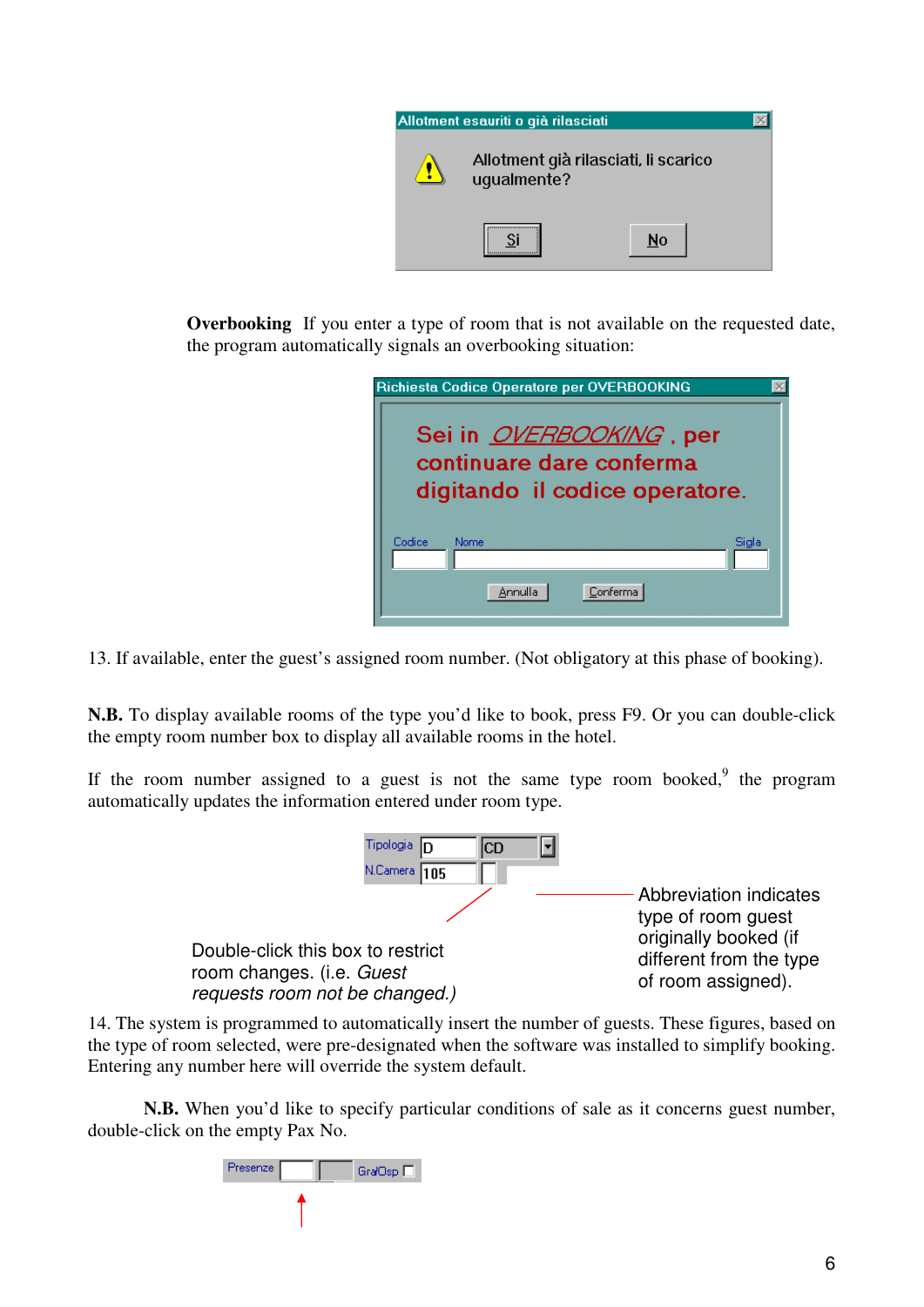Allotment esauriti o già rilasciati

Allotment già rilasciati, li scarico ugualmente?

Si No

**Overbooking** If you enter a type of room that is not available on the requested date, the program automatically signals an overbooking situation:

Richiesta Codice Operatore per OVERBOOKING

Sei in OVERBOOKING , per continuare dare conferma digitando il codice operatore.

Codice Nome Sigla

Annulla Conferma

13. If available, enter the guest's assigned room number. (Not obligatory at this phase of booking).

**N.B.** To display available rooms of the type you'd like to book, press F9. Or you can double-click the empty room number box to display all available rooms in the hotel.

If the room number assigned to a guest is not the same type room booked,[9] the program automatically updates the information entered under room type.

Tipologia D CD

N.Camera 105

Double-click this box to restrict room changes. (i.e. *Guest requests room not be changed.)*

Abbreviation indicates type of room guest originally booked (if different from the type of room assigned).

14. The system is programmed to automatically insert the number of guests. These figures, based on the type of room selected, were pre-designated when the software was installed to simplify booking. Entering any number here will override the system default.

**N.B.** When you'd like to specify particular conditions of sale as it concerns guest number, double-click on the empty Pax No.

Presenze GraOsp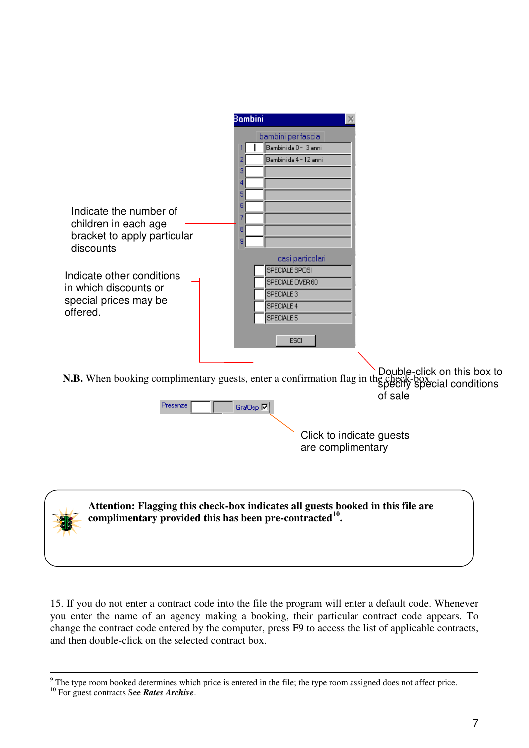Indicate the number of children in each age bracket to apply particular discounts

Indicate other conditions in which discounts or special prices may be offered.

Double-click on this box to specify special conditions of sale

**N.B.** When booking complimentary guests, enter a confirmation flag in the check-box.

Click to indicate guests are complimentary

> **Attention: Flagging this check-box indicates all guests booked in this file are complimentary provided this has been pre-contracted[10].**

15. If you do not enter a contract code into the file the program will enter a default code. Whenever you enter the name of an agency making a booking, their particular contract code appears. To change the contract code entered by the computer, press F9 to access the list of applicable contracts, and then double-click on the selected contract box.

---

[9] The type room booked determines which price is entered in the file; the type room assigned does not affect price.
[10] For guest contracts See ***Rates Archive***.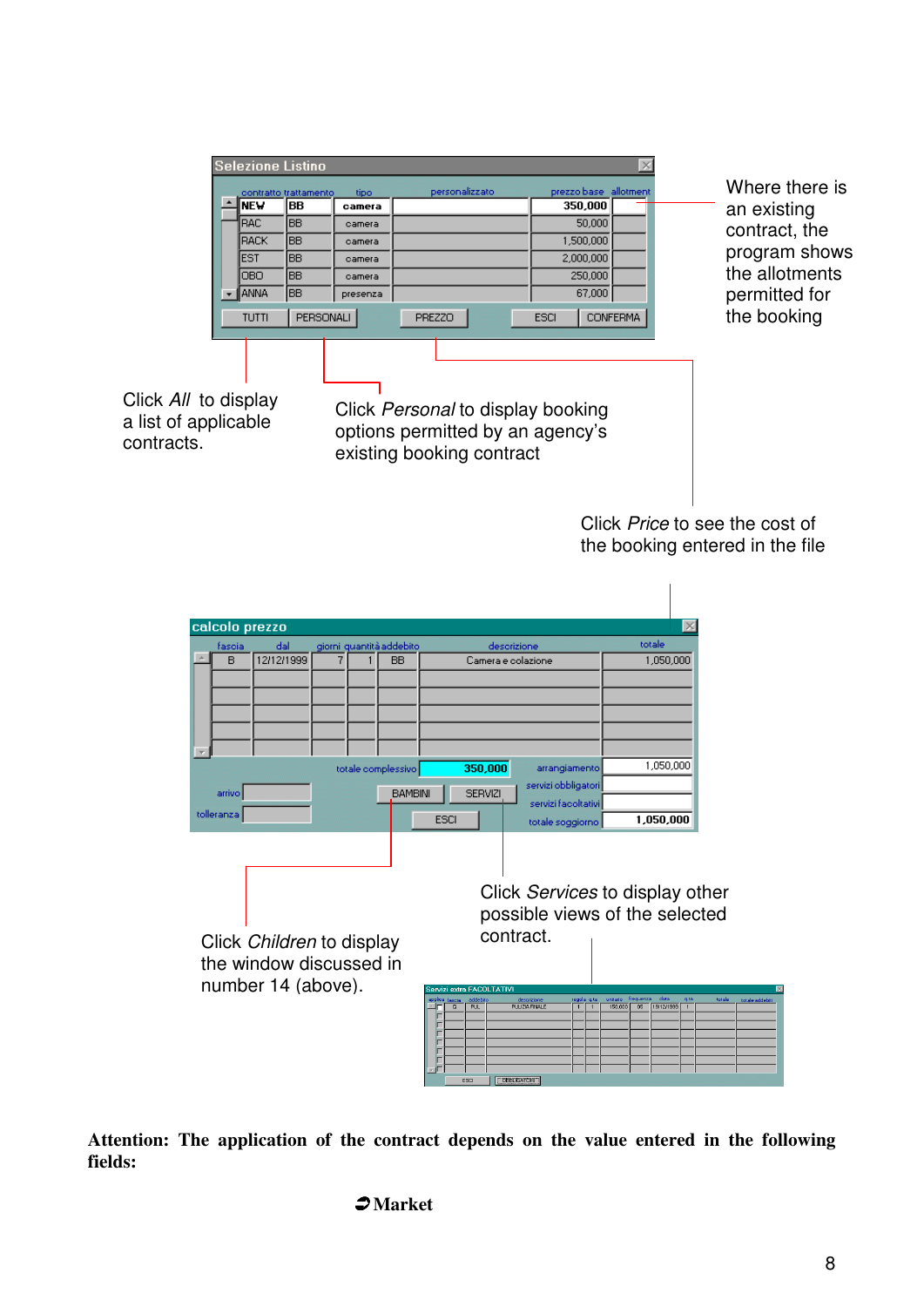**Selezione Listino**

| contratto | trattamento | tipo | personalizzato | prezzo base | allotment |
|---|---|---|---|---|---|
| NEW | BB | camera | | 350,000 | |
| RAC | BB | camera | | 50,000 | |
| RACK | BB | camera | | 1,500,000 | |
| EST | BB | camera | | 2,000,000 | |
| OBO | BB | camera | | 250,000 | |
| ANNA | BB | presenza | | 67,000 | |

TUTTI | PERSONALI | PREZZO | ESCI | CONFERMA

Where there is an existing contract, the program shows the allotments permitted for the booking

Click *All* to display a list of applicable contracts.

Click *Personal* to display booking options permitted by an agency's existing booking contract

Click *Price* to see the cost of the booking entered in the file

**calcolo prezzo**

| fascia | dal | giorni | quantità | addebito | descrizione | totale |
|---|---|---|---|---|---|---|
| B | 12/12/1999 | 7 | 1 | BB | Camera e colazione | 1,050,000 |

totale complessivo 350,000 — arrangiamento 1,050,000 — servizi obbligatori — servizi facoltativi — totale soggiorno 1,050,000

arrivo — tolleranza — BAMBINI — SERVIZI — ESCI

Click *Services* to display other possible views of the selected contract.

Click *Children* to display the window discussed in number 14 (above).

**Servizi extra FACOLTATIVI**

**Attention: The application of the contract depends on the value entered in the following fields:**

➲ **Market**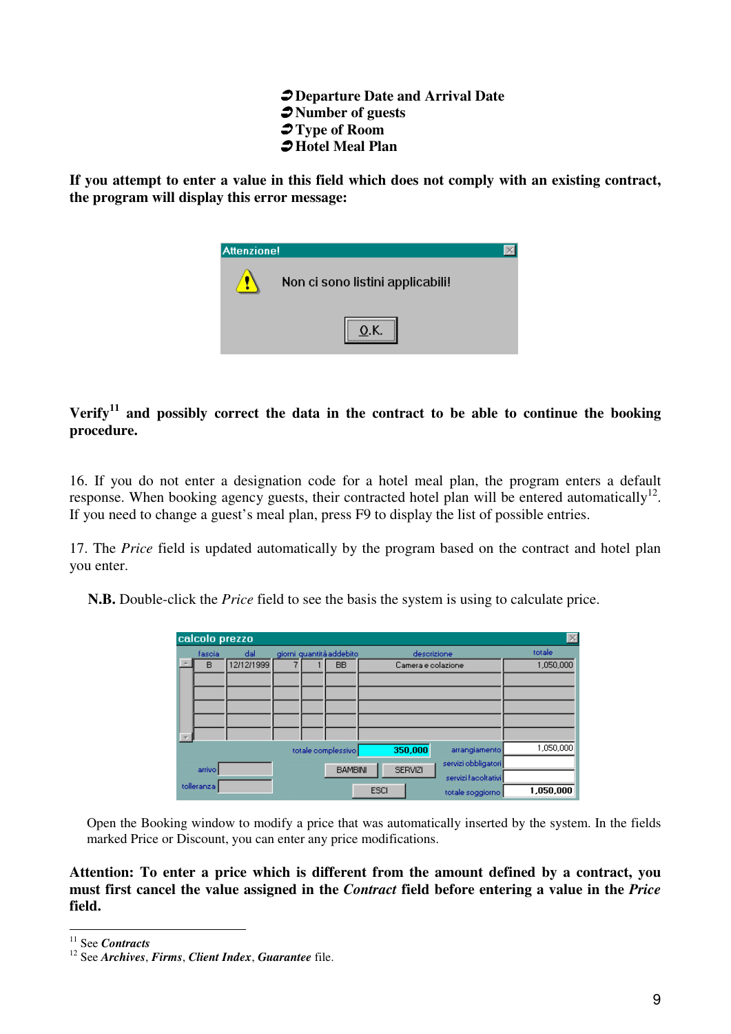- **Departure Date and Arrival Date**
- **Number of guests**
- **Type of Room**
- **Hotel Meal Plan**

**If you attempt to enter a value in this field which does not comply with an existing contract, the program will display this error message:**

Attenzione!

Non ci sono listini applicabili!

O.K.

**Verify[11] and possibly correct the data in the contract to be able to continue the booking procedure.**

16. If you do not enter a designation code for a hotel meal plan, the program enters a default response. When booking agency guests, their contracted hotel plan will be entered automatically[12]. If you need to change a guest's meal plan, press F9 to display the list of possible entries.

17. The *Price* field is updated automatically by the program based on the contract and hotel plan you enter.

**N.B.** Double-click the *Price* field to see the basis the system is using to calculate price.

calcolo prezzo

| fascia | dal | giorni | quantità | addebito | descrizione | totale |
|---|---|---|---|---|---|---|
| B | 12/12/1999 | 7 | 1 | BB | Camera e colazione | 1,050,000 |

totale complessivo: 350,000

arrangiamento: 1,050,000

servizi obbligatori

servizi facoltativi

totale soggiorno: 1,050,000

arrivo

tolleranza

BAMBINI | SERVIZI | ESCI

Open the Booking window to modify a price that was automatically inserted by the system. In the fields marked Price or Discount, you can enter any price modifications.

**Attention: To enter a price which is different from the amount defined by a contract, you must first cancel the value assigned in the *Contract* field before entering a value in the *Price* field.**

---

[11] See ***Contracts***

[12] See ***Archives***, ***Firms***, ***Client Index***, ***Guarantee*** file.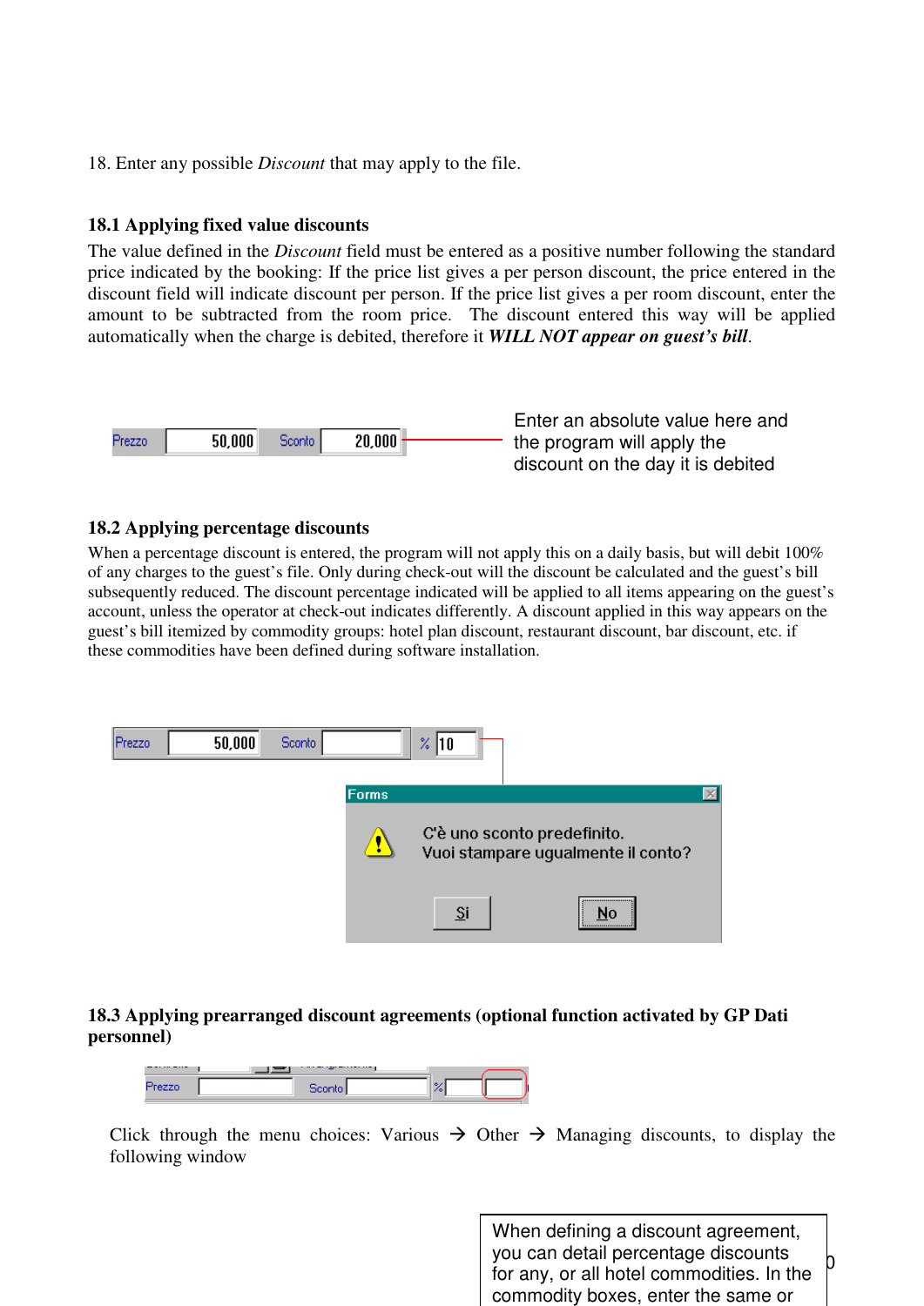18. Enter any possible *Discount* that may apply to the file.

### 18.1 Applying fixed value discounts

The value defined in the *Discount* field must be entered as a positive number following the standard price indicated by the booking: If the price list gives a per person discount, the price entered in the discount field will indicate discount per person. If the price list gives a per room discount, enter the amount to be subtracted from the room price. The discount entered this way will be applied automatically when the charge is debited, therefore it ***WILL NOT appear on guest's bill***.

Prezzo 50,000 Sconto 20,000

Enter an absolute value here and the program will apply the discount on the day it is debited

### 18.2 Applying percentage discounts

When a percentage discount is entered, the program will not apply this on a daily basis, but will debit 100% of any charges to the guest's file. Only during check-out will the discount be calculated and the guest's bill subsequently reduced. The discount percentage indicated will be applied to all items appearing on the guest's account, unless the operator at check-out indicates differently. A discount applied in this way appears on the guest's bill itemized by commodity groups: hotel plan discount, restaurant discount, bar discount, etc. if these commodities have been defined during software installation.

Prezzo 50,000 Sconto % 10

Forms

C'è uno sconto predefinito.
Vuoi stampare ugualmente il conto?

Sì No

### 18.3 Applying prearranged discount agreements (optional function activated by GP Dati personnel)

Prezzo Sconto %

Click through the menu choices: Various → Other → Managing discounts, to display the following window

When defining a discount agreement, you can detail percentage discounts for any, or all hotel commodities. In the commodity boxes, enter the same or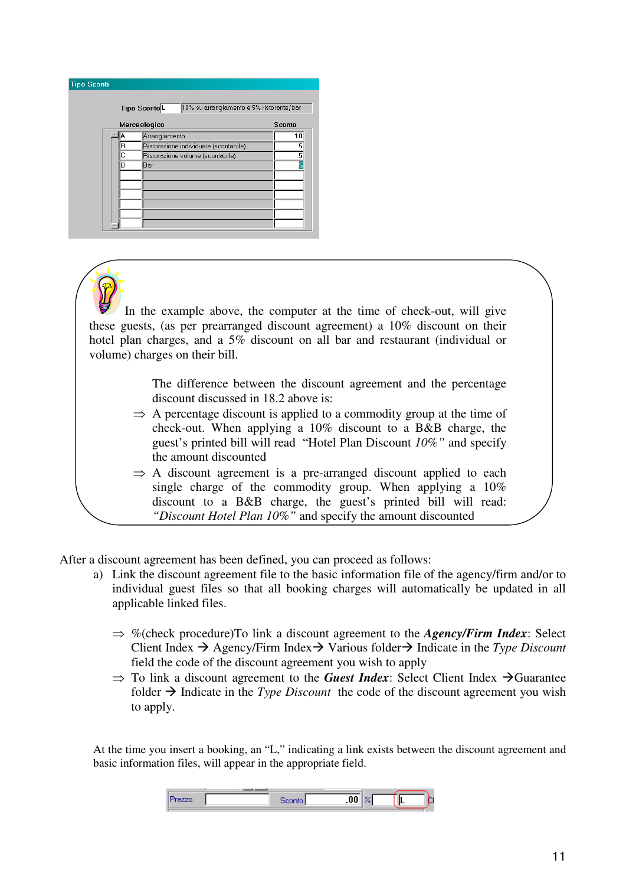| Tipo Sconti | | |
|---|---|---|
| Tipo Sconto L | 10% su arrangiamento e 5% ristorante/bar | |
| Merceologico | | Sconto |
| A | Arrangiamento | 10 |
| R | Ristorazione individuale (scontabile) | 5 |
| C | Ristorazione volume (scontabile) | 5 |
| B | Bar | 5 |

In the example above, the computer at the time of check-out, will give these guests, (as per prearranged discount agreement) a 10% discount on their hotel plan charges, and a 5% discount on all bar and restaurant (individual or volume) charges on their bill.

The difference between the discount agreement and the percentage discount discussed in 18.2 above is:

⇒ A percentage discount is applied to a commodity group at the time of check-out. When applying a 10% discount to a B&B charge, the guest's printed bill will read "Hotel Plan Discount *10%"* and specify the amount discounted

⇒ A discount agreement is a pre-arranged discount applied to each single charge of the commodity group. When applying a 10% discount to a B&B charge, the guest's printed bill will read: *"Discount Hotel Plan 10%"* and specify the amount discounted

After a discount agreement has been defined, you can proceed as follows:

a) Link the discount agreement file to the basic information file of the agency/firm and/or to individual guest files so that all booking charges will automatically be updated in all applicable linked files.

⇒ %(check procedure)To link a discount agreement to the ***Agency/Firm Index***: Select Client Index → Agency/Firm Index→ Various folder→ Indicate in the *Type Discount* field the code of the discount agreement you wish to apply

⇒ To link a discount agreement to the ***Guest Index***: Select Client Index →Guarantee folder → Indicate in the *Type Discount* the code of the discount agreement you wish to apply.

At the time you insert a booking, an "L," indicating a link exists between the discount agreement and basic information files, will appear in the appropriate field.

| Prezzo | | Sconto | ,00 | % | | L |
|---|---|---|---|---|---|---|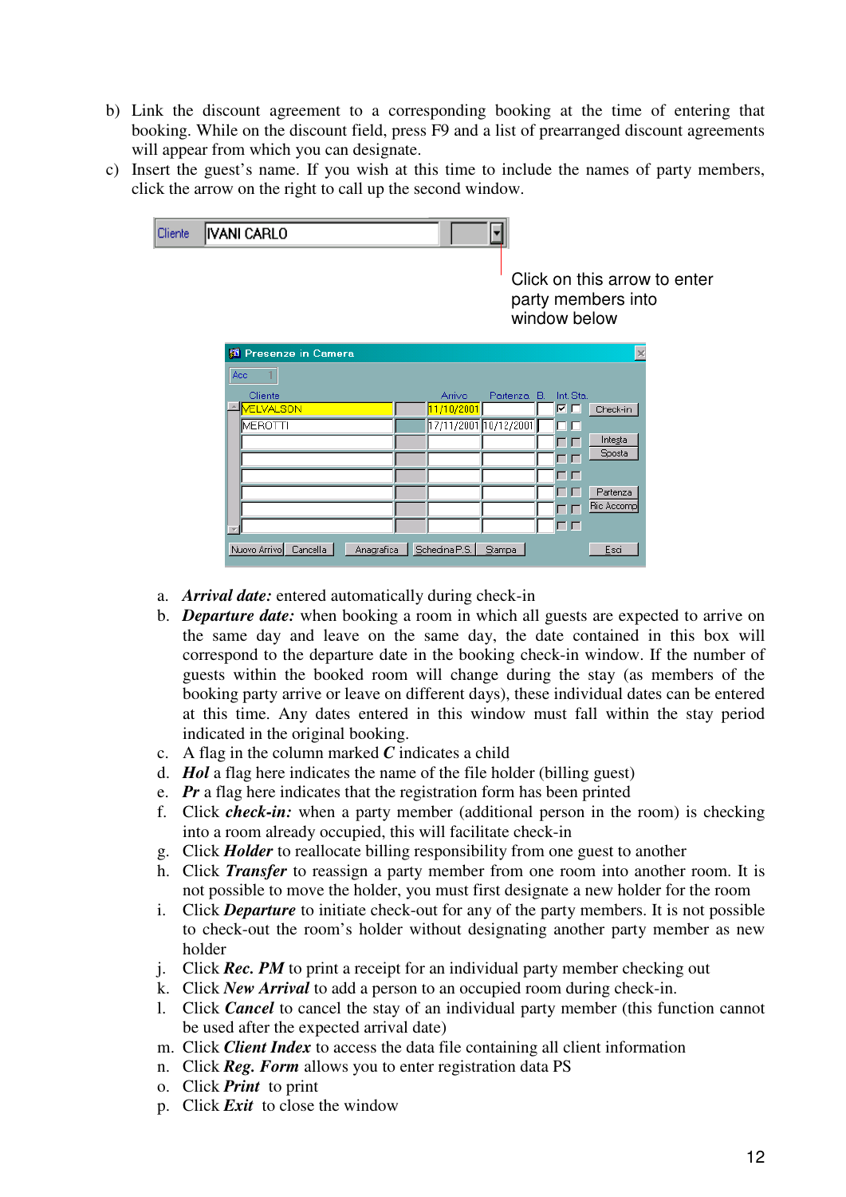b) Link the discount agreement to a corresponding booking at the time of entering that booking. While on the discount field, press F9 and a list of prearranged discount agreements will appear from which you can designate.
c) Insert the guest's name. If you wish at this time to include the names of party members, click the arrow on the right to call up the second window.

Click on this arrow to enter party members into window below

a. ***Arrival date:*** entered automatically during check-in
b. ***Departure date:*** when booking a room in which all guests are expected to arrive on the same day and leave on the same day, the date contained in this box will correspond to the departure date in the booking check-in window. If the number of guests within the booked room will change during the stay (as members of the booking party arrive or leave on different days), these individual dates can be entered at this time. Any dates entered in this window must fall within the stay period indicated in the original booking.
c. A flag in the column marked ***C*** indicates a child
d. ***Hol*** a flag here indicates the name of the file holder (billing guest)
e. ***Pr*** a flag here indicates that the registration form has been printed
f. Click ***check-in:*** when a party member (additional person in the room) is checking into a room already occupied, this will facilitate check-in
g. Click ***Holder*** to reallocate billing responsibility from one guest to another
h. Click ***Transfer*** to reassign a party member from one room into another room. It is not possible to move the holder, you must first designate a new holder for the room
i. Click ***Departure*** to initiate check-out for any of the party members. It is not possible to check-out the room's holder without designating another party member as new holder
j. Click ***Rec. PM*** to print a receipt for an individual party member checking out
k. Click ***New Arrival*** to add a person to an occupied room during check-in.
l. Click ***Cancel*** to cancel the stay of an individual party member (this function cannot be used after the expected arrival date)
m. Click ***Client Index*** to access the data file containing all client information
n. Click ***Reg. Form*** allows you to enter registration data PS
o. Click ***Print*** to print
p. Click ***Exit*** to close the window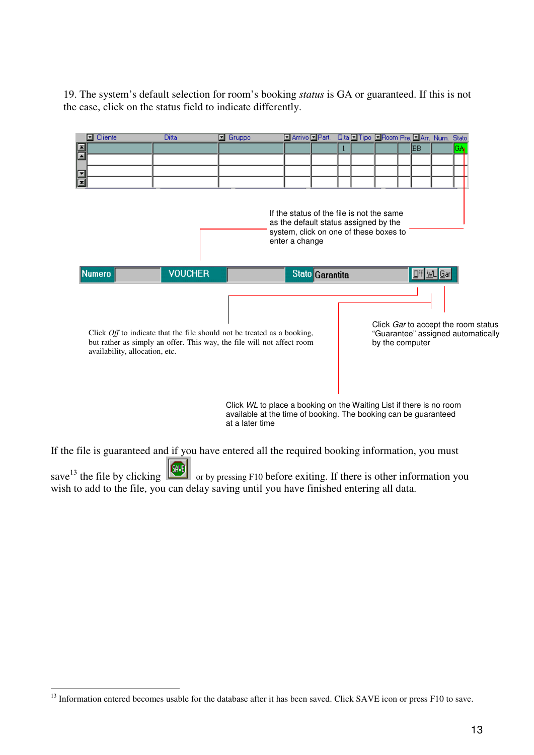19. The system's default selection for room's booking *status* is GA or guaranteed. If this is not the case, click on the status field to indicate differently.

Cliente Ditta Gruppo Arrivo Part. Q.ta Tipo Room Pre. Arr. Num. Stato

1 BB GA

If the status of the file is not the same as the default status assigned by the system, click on one of these boxes to enter a change

Numero VOUCHER Stato Garantita Off WL Gar

Click *Off* to indicate that the file should not be treated as a booking, but rather as simply an offer. This way, the file will not affect room availability, allocation, etc.

Click *Gar* to accept the room status "Guarantee" assigned automatically by the computer

Click *WL* to place a booking on the Waiting List if there is no room available at the time of booking. The booking can be guaranteed at a later time

If the file is guaranteed and if you have entered all the required booking information, you must save[13] the file by clicking SAVE or by pressing F10 before exiting. If there is other information you wish to add to the file, you can delay saving until you have finished entering all data.

[13] Information entered becomes usable for the database after it has been saved. Click SAVE icon or press F10 to save.